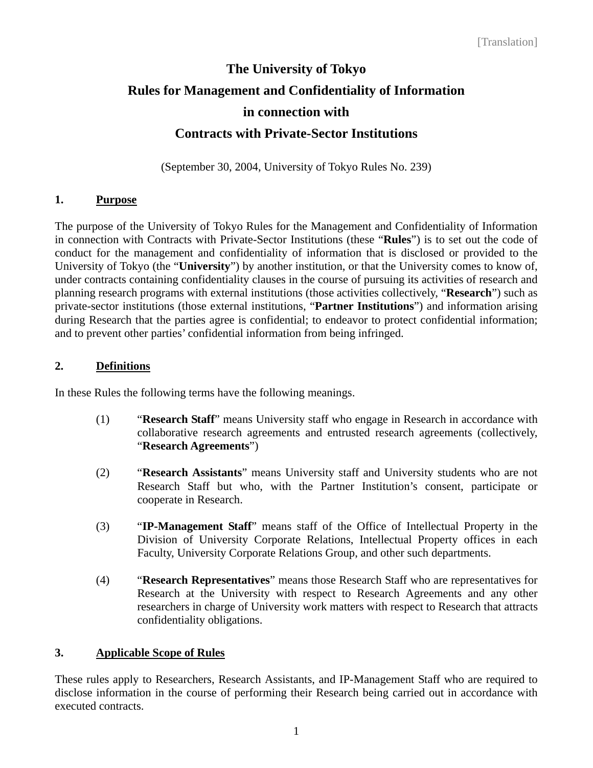[Translation]

# The University of Tokyo
# Rules for Management and Confidentiality of Information
# in connection with
# Contracts with Private-Sector Institutions

(September 30, 2004, University of Tokyo Rules No. 239)

## 1. Purpose

The purpose of the University of Tokyo Rules for the Management and Confidentiality of Information in connection with Contracts with Private-Sector Institutions (these "**Rules**") is to set out the code of conduct for the management and confidentiality of information that is disclosed or provided to the University of Tokyo (the "**University**") by another institution, or that the University comes to know of, under contracts containing confidentiality clauses in the course of pursuing its activities of research and planning research programs with external institutions (those activities collectively, "**Research**") such as private-sector institutions (those external institutions, "**Partner Institutions**") and information arising during Research that the parties agree is confidential; to endeavor to protect confidential information; and to prevent other parties' confidential information from being infringed.

## 2. Definitions

In these Rules the following terms have the following meanings.

(1) "**Research Staff**" means University staff who engage in Research in accordance with collaborative research agreements and entrusted research agreements (collectively, "**Research Agreements**")

(2) "**Research Assistants**" means University staff and University students who are not Research Staff but who, with the Partner Institution's consent, participate or cooperate in Research.

(3) "**IP-Management Staff**" means staff of the Office of Intellectual Property in the Division of University Corporate Relations, Intellectual Property offices in each Faculty, University Corporate Relations Group, and other such departments.

(4) "**Research Representatives**" means those Research Staff who are representatives for Research at the University with respect to Research Agreements and any other researchers in charge of University work matters with respect to Research that attracts confidentiality obligations.

## 3. Applicable Scope of Rules

These rules apply to Researchers, Research Assistants, and IP-Management Staff who are required to disclose information in the course of performing their Research being carried out in accordance with executed contracts.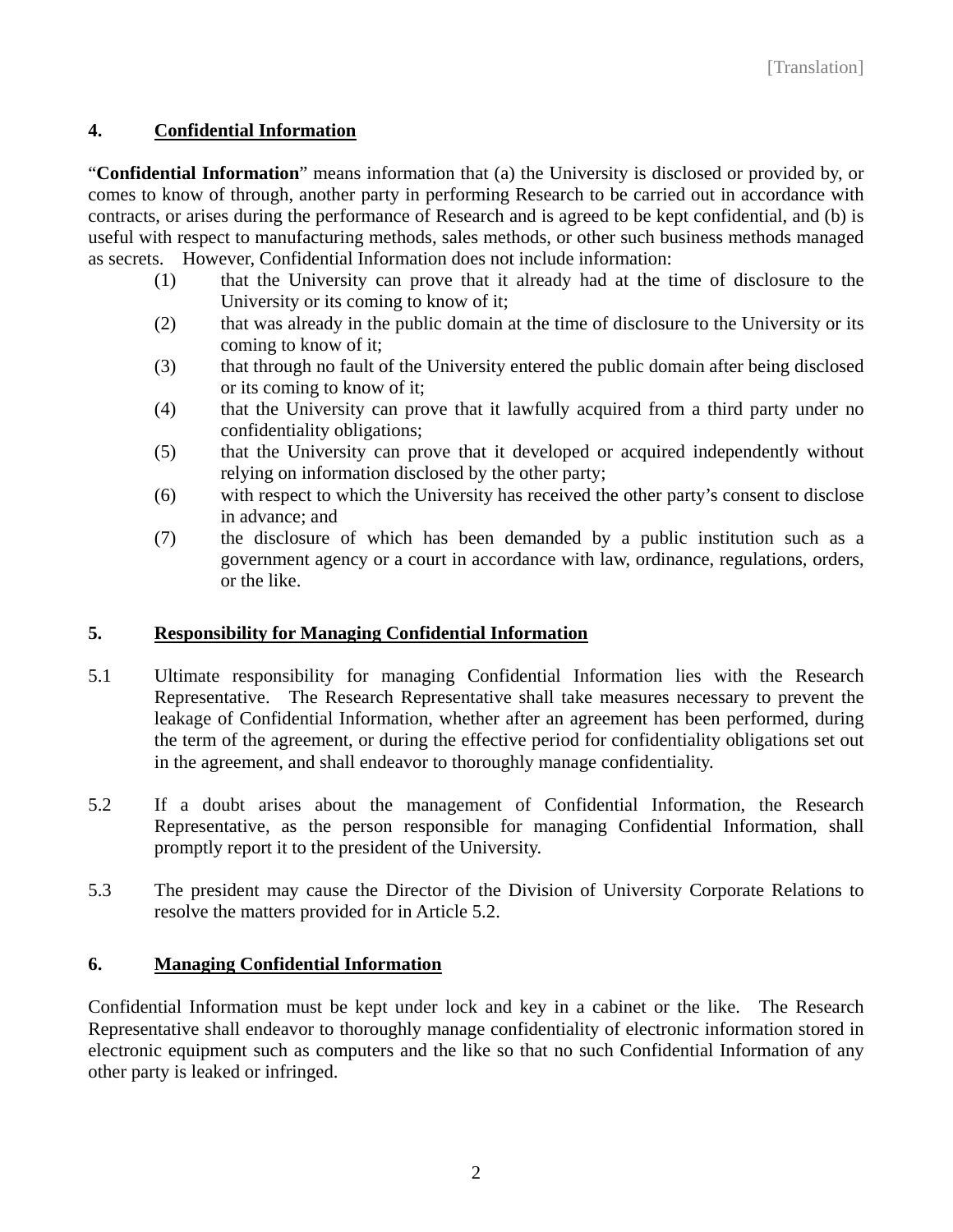## 4. Confidential Information

"**Confidential Information**" means information that (a) the University is disclosed or provided by, or comes to know of through, another party in performing Research to be carried out in accordance with contracts, or arises during the performance of Research and is agreed to be kept confidential, and (b) is useful with respect to manufacturing methods, sales methods, or other such business methods managed as secrets. However, Confidential Information does not include information:

(1) that the University can prove that it already had at the time of disclosure to the University or its coming to know of it;

(2) that was already in the public domain at the time of disclosure to the University or its coming to know of it;

(3) that through no fault of the University entered the public domain after being disclosed or its coming to know of it;

(4) that the University can prove that it lawfully acquired from a third party under no confidentiality obligations;

(5) that the University can prove that it developed or acquired independently without relying on information disclosed by the other party;

(6) with respect to which the University has received the other party's consent to disclose in advance; and

(7) the disclosure of which has been demanded by a public institution such as a government agency or a court in accordance with law, ordinance, regulations, orders, or the like.

## 5. Responsibility for Managing Confidential Information

5.1 Ultimate responsibility for managing Confidential Information lies with the Research Representative. The Research Representative shall take measures necessary to prevent the leakage of Confidential Information, whether after an agreement has been performed, during the term of the agreement, or during the effective period for confidentiality obligations set out in the agreement, and shall endeavor to thoroughly manage confidentiality.

5.2 If a doubt arises about the management of Confidential Information, the Research Representative, as the person responsible for managing Confidential Information, shall promptly report it to the president of the University.

5.3 The president may cause the Director of the Division of University Corporate Relations to resolve the matters provided for in Article 5.2.

## 6. Managing Confidential Information

Confidential Information must be kept under lock and key in a cabinet or the like. The Research Representative shall endeavor to thoroughly manage confidentiality of electronic information stored in electronic equipment such as computers and the like so that no such Confidential Information of any other party is leaked or infringed.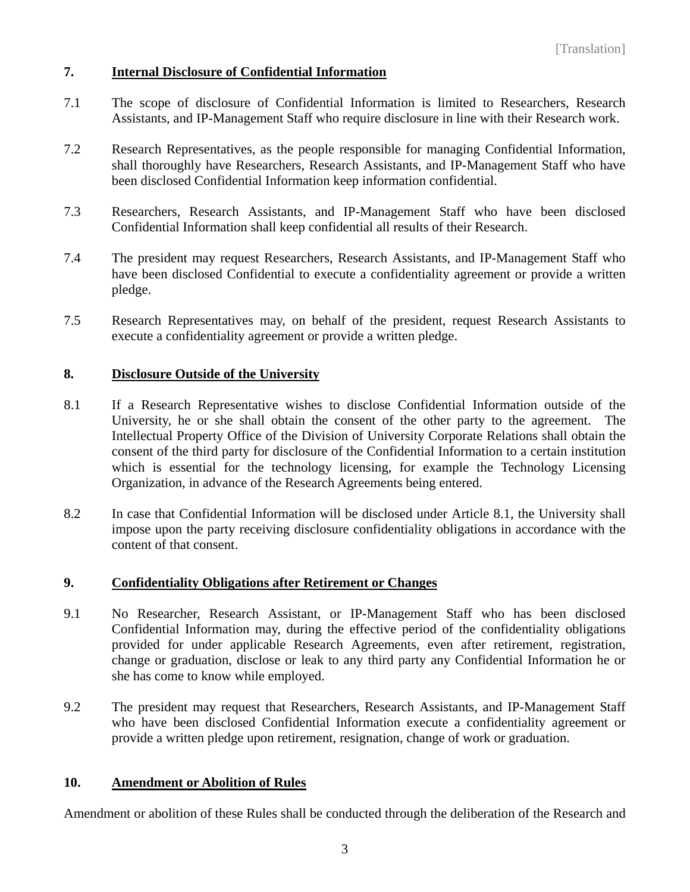[Translation]

## 7. Internal Disclosure of Confidential Information

7.1 The scope of disclosure of Confidential Information is limited to Researchers, Research Assistants, and IP-Management Staff who require disclosure in line with their Research work.

7.2 Research Representatives, as the people responsible for managing Confidential Information, shall thoroughly have Researchers, Research Assistants, and IP-Management Staff who have been disclosed Confidential Information keep information confidential.

7.3 Researchers, Research Assistants, and IP-Management Staff who have been disclosed Confidential Information shall keep confidential all results of their Research.

7.4 The president may request Researchers, Research Assistants, and IP-Management Staff who have been disclosed Confidential to execute a confidentiality agreement or provide a written pledge.

7.5 Research Representatives may, on behalf of the president, request Research Assistants to execute a confidentiality agreement or provide a written pledge.

## 8. Disclosure Outside of the University

8.1 If a Research Representative wishes to disclose Confidential Information outside of the University, he or she shall obtain the consent of the other party to the agreement. The Intellectual Property Office of the Division of University Corporate Relations shall obtain the consent of the third party for disclosure of the Confidential Information to a certain institution which is essential for the technology licensing, for example the Technology Licensing Organization, in advance of the Research Agreements being entered.

8.2 In case that Confidential Information will be disclosed under Article 8.1, the University shall impose upon the party receiving disclosure confidentiality obligations in accordance with the content of that consent.

## 9. Confidentiality Obligations after Retirement or Changes

9.1 No Researcher, Research Assistant, or IP-Management Staff who has been disclosed Confidential Information may, during the effective period of the confidentiality obligations provided for under applicable Research Agreements, even after retirement, registration, change or graduation, disclose or leak to any third party any Confidential Information he or she has come to know while employed.

9.2 The president may request that Researchers, Research Assistants, and IP-Management Staff who have been disclosed Confidential Information execute a confidentiality agreement or provide a written pledge upon retirement, resignation, change of work or graduation.

## 10. Amendment or Abolition of Rules

Amendment or abolition of these Rules shall be conducted through the deliberation of the Research and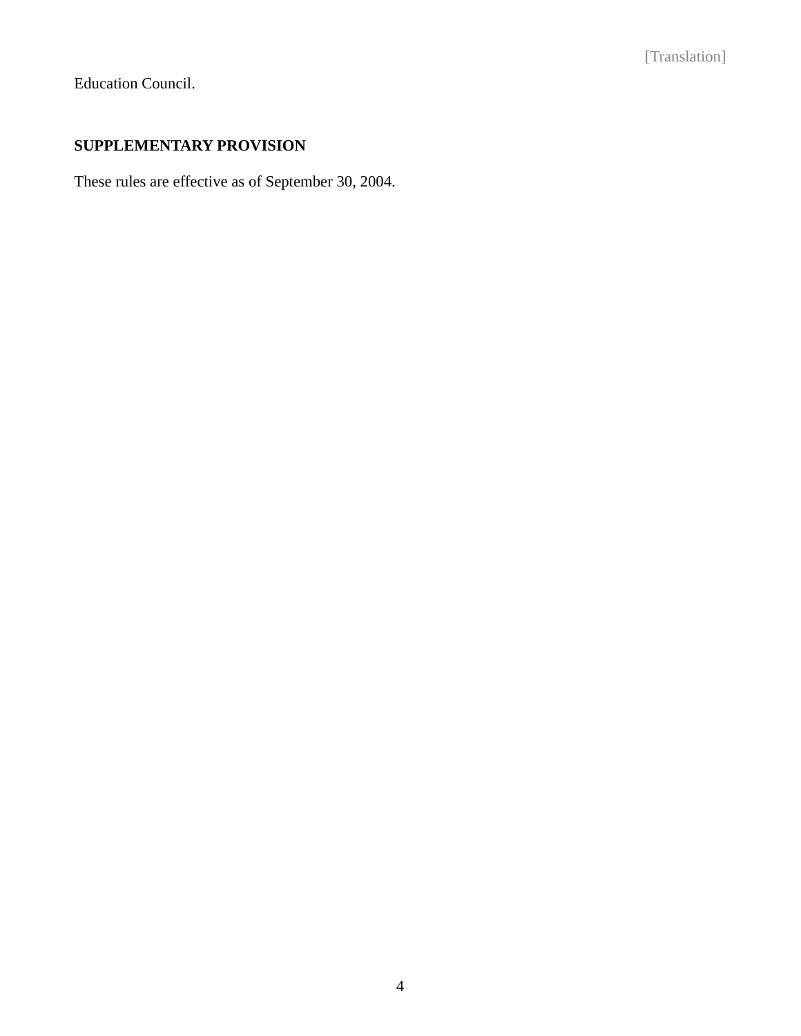Education Council.

## SUPPLEMENTARY PROVISION

These rules are effective as of September 30, 2004.